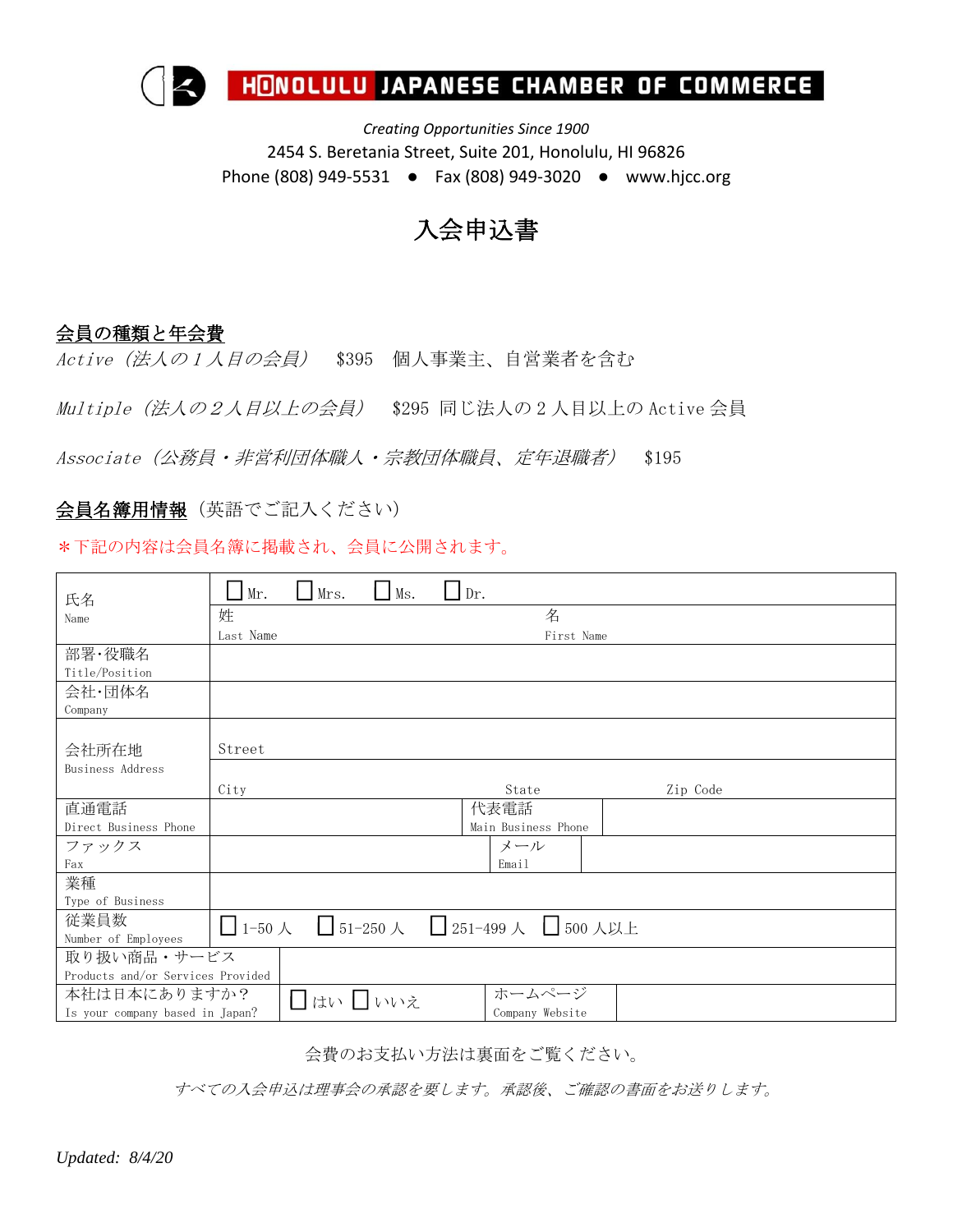# HONOLULU JAPANESE CHAMBER OF COMMERCE

*Creating Opportunities Since 1900*

2454 S. Beretania Street, Suite 201, Honolulu, HI 96826

Phone (808) 949-5531 ● Fax (808) 949-3020 ● www.hjcc.org

# 入会申込書

## 会員の種類と年会費

*Active（法人の１人目の会員）* $395 個人事業主、自営業者を含む

*Multiple（法人の２人目以上の会員）* $295 同じ法人の 2 人目以上の Active 会員

*Associate（公務員・非営利団体職人・宗教団体職員、定年退職者）* $195

## 会員名簿用情報（英語でご記入ください）

＊下記の内容は会員名簿に掲載され、会員に公開されます。

| | | | |
|---|---|---|---|
| 氏名 Name | ☐ Mr. ☐ Mrs. ☐ Ms. ☐ Dr. | | |
| | 姓 Last Name | 名 First Name | |
| 部署･役職名 Title/Position | | | |
| 会社･団体名 Company | | | |
| 会社所在地 Business Address | Street | | |
| | City | State | Zip Code |
| 直通電話 Direct Business Phone | | 代表電話 Main Business Phone | |
| ファックス Fax | | メール Email | |
| 業種 Type of Business | | | |
| 従業員数 Number of Employees | ☐ 1-50 人 ☐ 51-250 人 ☐ 251-499 人 ☐ 500 人以上 | | |
| 取り扱い商品・サービス Products and/or Services Provided | | | |
| 本社は日本にありますか？ Is your company based in Japan? | ☐ はい ☐ いいえ | ホームページ Company Website | |

会費のお支払い方法は裏面をご覧ください。

*すべての入会申込は理事会の承認を要します。承認後、ご確認の書面をお送りします。*

*Updated: 8/4/20*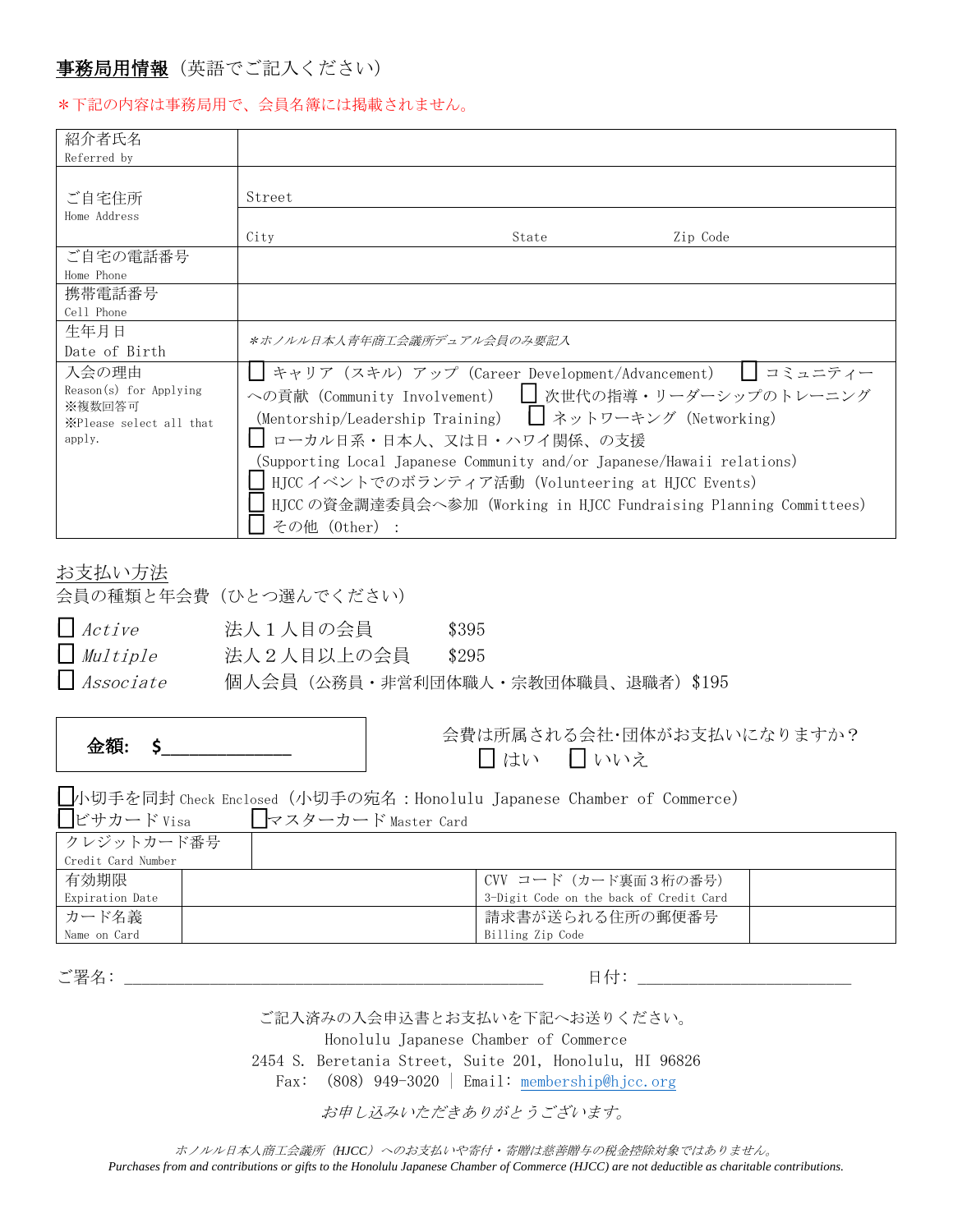## 事務局用情報（英語でご記入ください）

＊下記の内容は事務局用で、会員名簿には掲載されません。

| | |
|---|---|
| 紹介者氏名<br>Referred by | |
| ご自宅住所<br>Home Address | Street<br>City　　　　State　　　　Zip Code |
| ご自宅の電話番号<br>Home Phone | |
| 携帯電話番号<br>Cell Phone | |
| 生年月日<br>Date of Birth | *＊ホノルル日本人青年商工会議所デュアル会員のみ要記入* |
| 入会の理由<br>Reason(s) for Applying<br>※複数回答可<br>※Please select all that apply. | ☐ キャリア（スキル）アップ（Career Development/Advancement） ☐ コミュニティーへの貢献（Community Involvement） ☐ 次世代の指導・リーダーシップのトレーニング（Mentorship/Leadership Training） ☐ ネットワーキング（Networking）<br>☐ ローカル日系・日本人、又は日・ハワイ関係、の支援（Supporting Local Japanese Community and/or Japanese/Hawaii relations）<br>☐ HJCC イベントでのボランティア活動（Volunteering at HJCC Events）<br>☐ HJCC の資金調達委員会へ参加（Working in HJCC Fundraising Planning Committees）<br>☐ その他（Other）： |

## お支払い方法

会員の種類と年会費（ひとつ選んでください）

☐ *Active*　　法人１人目の会員　　$395

☐ *Multiple*　　法人２人目以上の会員　　$295

☐ *Associate*　　個人会員（公務員・非営利団体職人・宗教団体職員、退職者）$195

**金額:　$_____________**

会費は所属される会社･団体がお支払いになりますか？
☐ はい　☐ いいえ

☐小切手を同封 Check Enclosed（小切手の宛名：Honolulu Japanese Chamber of Commerce）

☐ビサカード Visa　　☐マスターカード Master Card

| | | | |
|---|---|---|---|
| クレジットカード番号<br>Credit Card Number | | | |
| 有効期限<br>Expiration Date | | CVV コード（カード裏面３桁の番号）<br>3-Digit Code on the back of Credit Card | |
| カード名義<br>Name on Card | | 請求書が送られる住所の郵便番号<br>Billing Zip Code | |

ご署名：_______________________________________　　日付：____________________

ご記入済みの入会申込書とお支払いを下記へお送りください。

Honolulu Japanese Chamber of Commerce

2454 S. Beretania Street, Suite 201, Honolulu, HI 96826

Fax: (808) 949-3020 | Email: membership@hjcc.org

*お申し込みいただきありがとうございます。*

*ホノルル日本人商工会議所（HJCC）へのお支払いや寄付・寄贈は慈善贈与の税金控除対象ではありません。*

*Purchases from and contributions or gifts to the Honolulu Japanese Chamber of Commerce (HJCC) are not deductible as charitable contributions.*